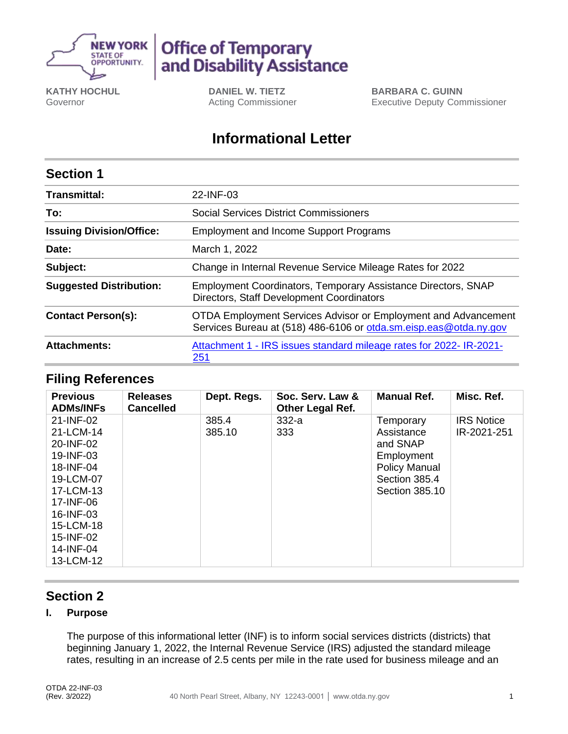NEW YORK STATE OF OPPORTUNITY. | Office of Temporary and Disability Assistance

**KATHY HOCHUL**
Governor

**DANIEL W. TIETZ**
Acting Commissioner

**BARBARA C. GUINN**
Executive Deputy Commissioner

# Informational Letter

## Section 1

| | |
|---|---|
| **Transmittal:** | 22-INF-03 |
| **To:** | Social Services District Commissioners |
| **Issuing Division/Office:** | Employment and Income Support Programs |
| **Date:** | March 1, 2022 |
| **Subject:** | Change in Internal Revenue Service Mileage Rates for 2022 |
| **Suggested Distribution:** | Employment Coordinators, Temporary Assistance Directors, SNAP Directors, Staff Development Coordinators |
| **Contact Person(s):** | OTDA Employment Services Advisor or Employment and Advancement Services Bureau at (518) 486-6106 or otda.sm.eisp.eas@otda.ny.gov |
| **Attachments:** | Attachment 1 - IRS issues standard mileage rates for 2022- IR-2021-251 |

## Filing References

| Previous ADMs/INFs | Releases Cancelled | Dept. Regs. | Soc. Serv. Law & Other Legal Ref. | Manual Ref. | Misc. Ref. |
|---|---|---|---|---|---|
| 21-INF-02<br>21-LCM-14<br>20-INF-02<br>19-INF-03<br>18-INF-04<br>19-LCM-07<br>17-LCM-13<br>17-INF-06<br>16-INF-03<br>15-LCM-18<br>15-INF-02<br>14-INF-04<br>13-LCM-12 | | 385.4<br>385.10 | 332-a<br>333 | Temporary Assistance and SNAP Employment Policy Manual Section 385.4 Section 385.10 | IRS Notice IR-2021-251 |

## Section 2

### I. Purpose

The purpose of this informational letter (INF) is to inform social services districts (districts) that beginning January 1, 2022, the Internal Revenue Service (IRS) adjusted the standard mileage rates, resulting in an increase of 2.5 cents per mile in the rate used for business mileage and an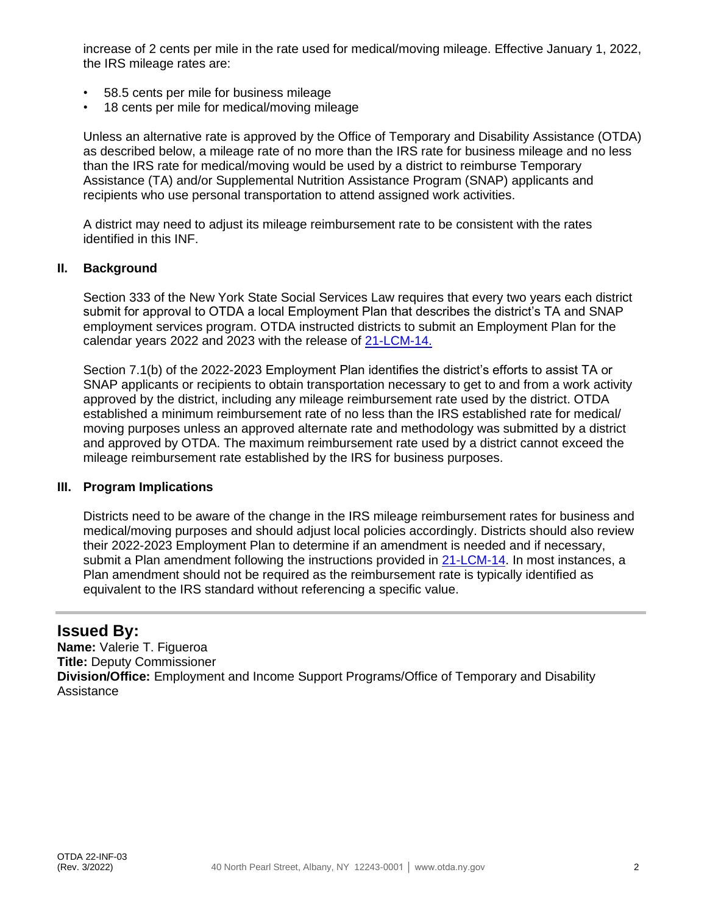increase of 2 cents per mile in the rate used for medical/moving mileage. Effective January 1, 2022, the IRS mileage rates are:

- 58.5 cents per mile for business mileage
- 18 cents per mile for medical/moving mileage

Unless an alternative rate is approved by the Office of Temporary and Disability Assistance (OTDA) as described below, a mileage rate of no more than the IRS rate for business mileage and no less than the IRS rate for medical/moving would be used by a district to reimburse Temporary Assistance (TA) and/or Supplemental Nutrition Assistance Program (SNAP) applicants and recipients who use personal transportation to attend assigned work activities.

A district may need to adjust its mileage reimbursement rate to be consistent with the rates identified in this INF.

## II. Background

Section 333 of the New York State Social Services Law requires that every two years each district submit for approval to OTDA a local Employment Plan that describes the district's TA and SNAP employment services program. OTDA instructed districts to submit an Employment Plan for the calendar years 2022 and 2023 with the release of 21-LCM-14.

Section 7.1(b) of the 2022-2023 Employment Plan identifies the district's efforts to assist TA or SNAP applicants or recipients to obtain transportation necessary to get to and from a work activity approved by the district, including any mileage reimbursement rate used by the district. OTDA established a minimum reimbursement rate of no less than the IRS established rate for medical/ moving purposes unless an approved alternate rate and methodology was submitted by a district and approved by OTDA. The maximum reimbursement rate used by a district cannot exceed the mileage reimbursement rate established by the IRS for business purposes.

## III. Program Implications

Districts need to be aware of the change in the IRS mileage reimbursement rates for business and medical/moving purposes and should adjust local policies accordingly. Districts should also review their 2022-2023 Employment Plan to determine if an amendment is needed and if necessary, submit a Plan amendment following the instructions provided in 21-LCM-14. In most instances, a Plan amendment should not be required as the reimbursement rate is typically identified as equivalent to the IRS standard without referencing a specific value.

---

## Issued By:

**Name:** Valerie T. Figueroa
**Title:** Deputy Commissioner
**Division/Office:** Employment and Income Support Programs/Office of Temporary and Disability Assistance